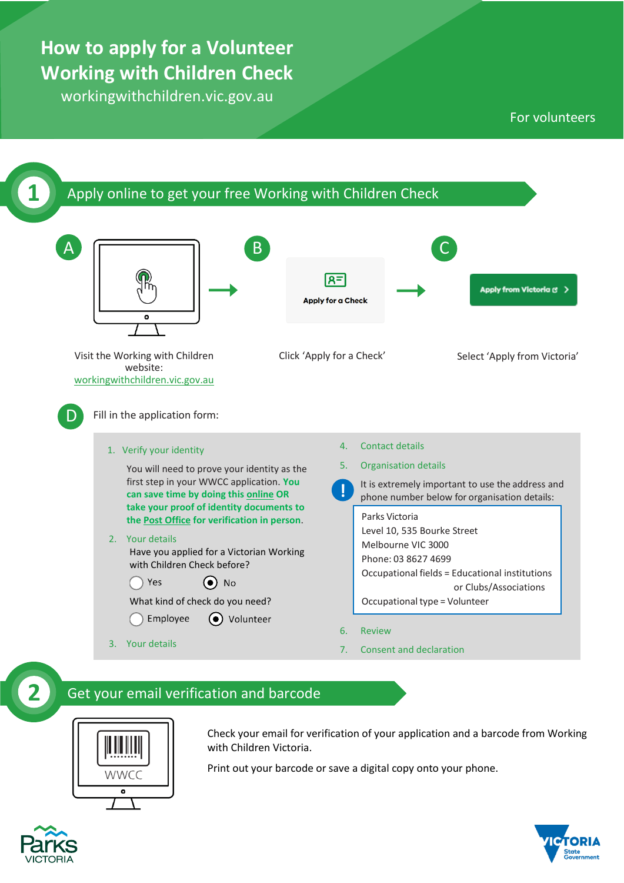# How to apply for a Volunteer Working with Children Check

workingwithchildren.vic.gov.au

For volunteers

## 1 Apply online to get your free Working with Children Check

**A** Visit the Working with Children website: workingwithchildren.vic.gov.au

**B** Click 'Apply for a Check'

**C** Select 'Apply from Victoria'

**D** Fill in the application form:

1. Verify your identity

   You will need to prove your identity as the first step in your WWCC application. **You can save time by doing this online OR take your proof of identity documents to the Post Office for verification in person**.

2. Your details

   Have you applied for a Victorian Working with Children Check before?

   ○ Yes ◉ No

   What kind of check do you need?

   ○ Employee ◉ Volunteer

3. Your details
4. Contact details
5. Organisation details

   **!** It is extremely important to use the address and phone number below for organisation details:

   Parks Victoria
   Level 10, 535 Bourke Street
   Melbourne VIC 3000
   Phone: 03 8627 4699
   Occupational fields = Educational institutions or Clubs/Associations
   Occupational type = Volunteer

6. Review
7. Consent and declaration

## 2 Get your email verification and barcode

Check your email for verification of your application and a barcode from Working with Children Victoria.

Print out your barcode or save a digital copy onto your phone.

Parks VICTORIA

VICTORIA State Government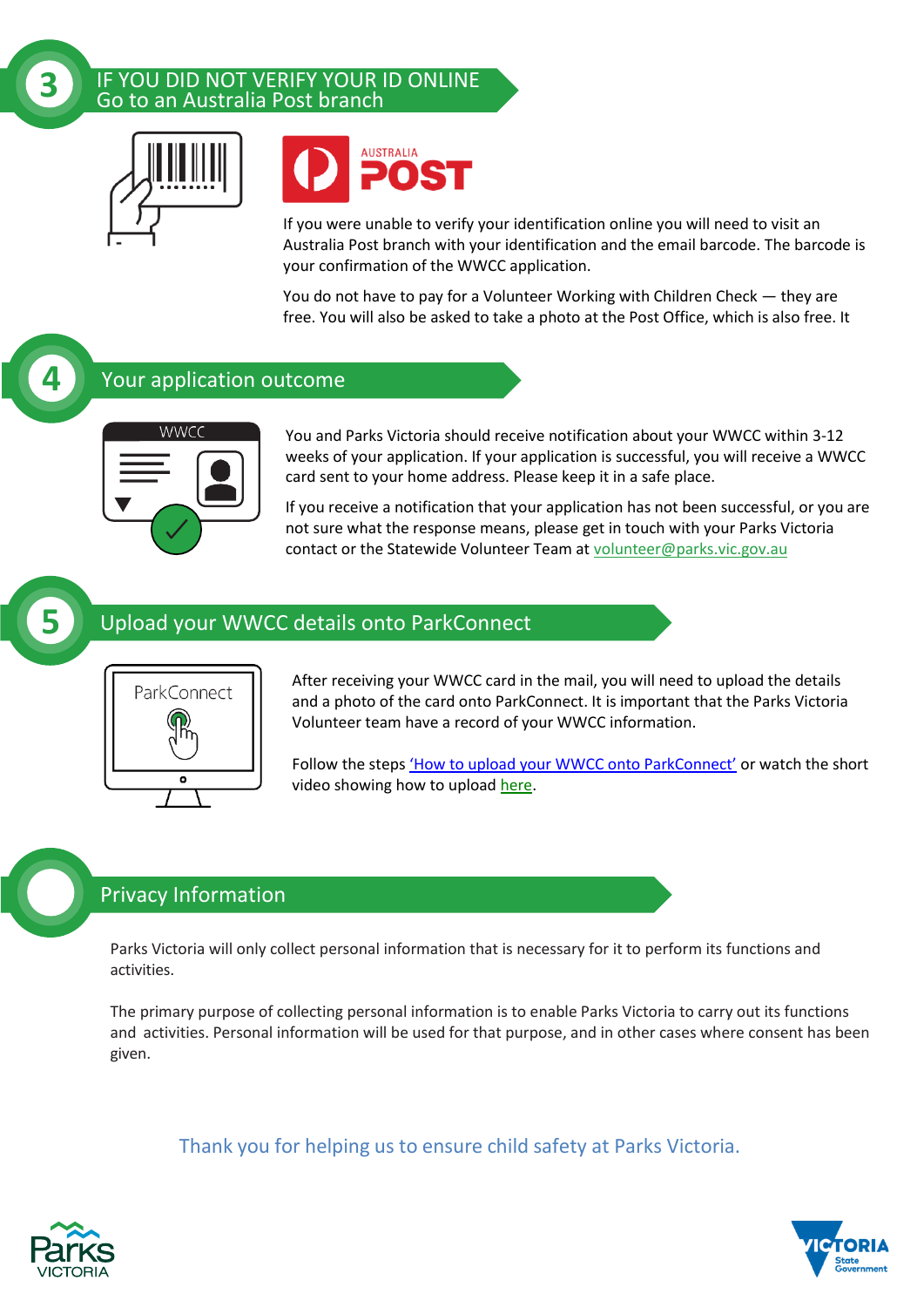## 3 IF YOU DID NOT VERIFY YOUR ID ONLINE Go to an Australia Post branch

If you were unable to verify your identification online you will need to visit an Australia Post branch with your identification and the email barcode. The barcode is your confirmation of the WWCC application.

You do not have to pay for a Volunteer Working with Children Check — they are free. You will also be asked to take a photo at the Post Office, which is also free. It

## 4 Your application outcome

You and Parks Victoria should receive notification about your WWCC within 3-12 weeks of your application. If your application is successful, you will receive a WWCC card sent to your home address. Please keep it in a safe place.

If you receive a notification that your application has not been successful, or you are not sure what the response means, please get in touch with your Parks Victoria contact or the Statewide Volunteer Team at volunteer@parks.vic.gov.au

## 5 Upload your WWCC details onto ParkConnect

After receiving your WWCC card in the mail, you will need to upload the details and a photo of the card onto ParkConnect. It is important that the Parks Victoria Volunteer team have a record of your WWCC information.

Follow the steps 'How to upload your WWCC onto ParkConnect' or watch the short video showing how to upload here.

## Privacy Information

Parks Victoria will only collect personal information that is necessary for it to perform its functions and activities.

The primary purpose of collecting personal information is to enable Parks Victoria to carry out its functions and activities. Personal information will be used for that purpose, and in other cases where consent has been given.

Thank you for helping us to ensure child safety at Parks Victoria.